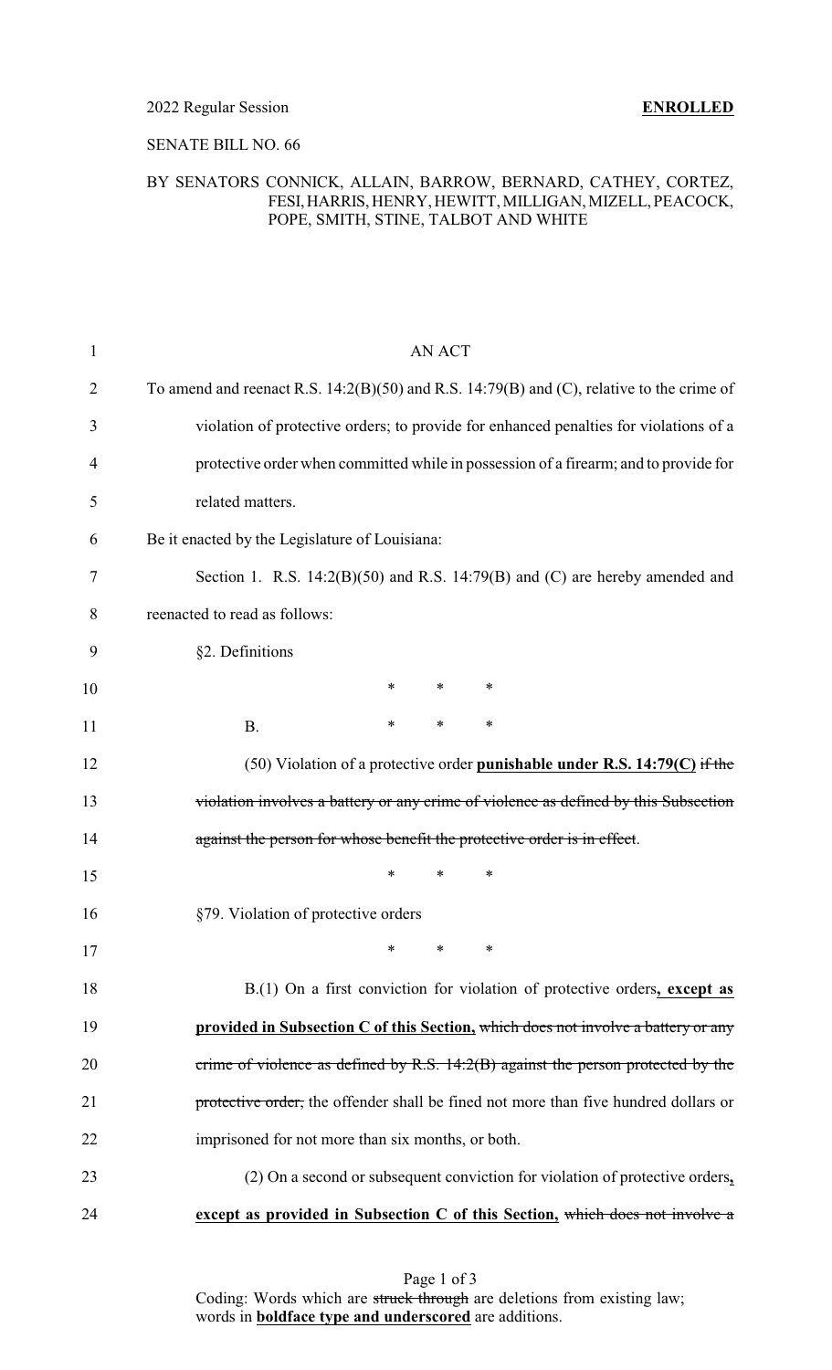2022 Regular Session **ENROLLED**

SENATE BILL NO. 66

BY SENATORS CONNICK, ALLAIN, BARROW, BERNARD, CATHEY, CORTEZ, FESI, HARRIS, HENRY, HEWITT, MILLIGAN, MIZELL, PEACOCK, POPE, SMITH, STINE, TALBOT AND WHITE

AN ACT

To amend and reenact R.S. 14:2(B)(50) and R.S. 14:79(B) and (C), relative to the crime of violation of protective orders; to provide for enhanced penalties for violations of a protective order when committed while in possession of a firearm; and to provide for related matters.

Be it enacted by the Legislature of Louisiana:

Section 1. R.S. 14:2(B)(50) and R.S. 14:79(B) and (C) are hereby amended and reenacted to read as follows:

§2. Definitions

\* \* \*

B. \* \* \*

(50) Violation of a protective order **punishable under R.S. 14:79(C)** ~~if the violation involves a battery or any crime of violence as defined by this Subsection against the person for whose benefit the protective order is in effect~~.

\* \* \*

§79. Violation of protective orders

\* \* \*

B.(1) On a first conviction for violation of protective orders**, except as provided in Subsection C of this Section,** ~~which does not involve a battery or any crime of violence as defined by R.S. 14:2(B) against the person protected by the protective order,~~ the offender shall be fined not more than five hundred dollars or imprisoned for not more than six months, or both.

(2) On a second or subsequent conviction for violation of protective orders**, except as provided in Subsection C of this Section,** ~~which does not involve a~~

Coding: Words which are ~~struck through~~ are deletions from existing law; words in **boldface type and underscored** are additions.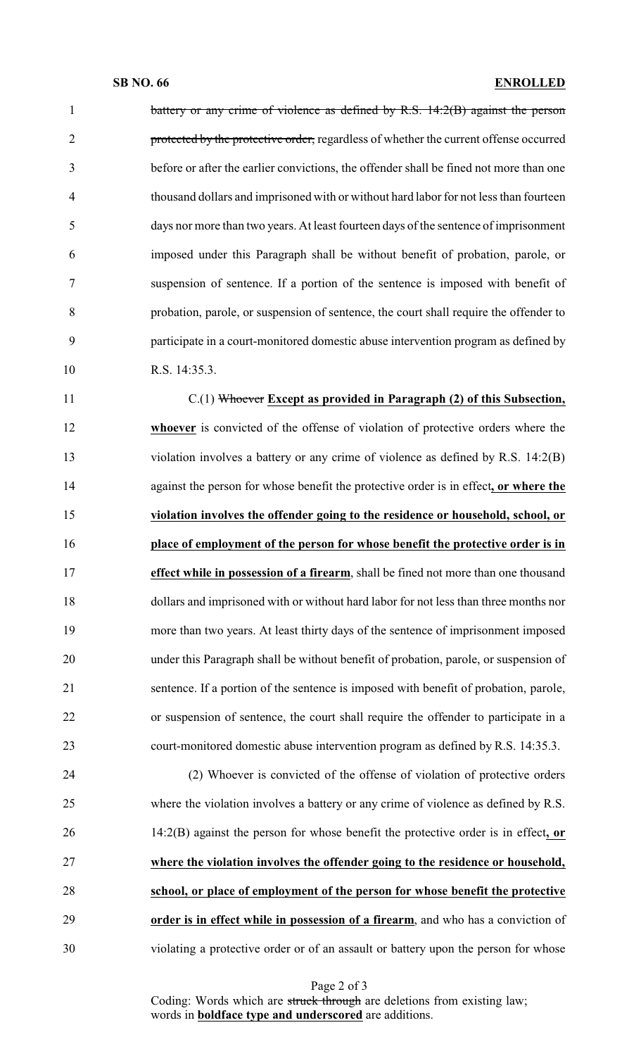~~battery or any crime of violence as defined by R.S. 14:2(B) against the person protected by the protective order,~~ regardless of whether the current offense occurred before or after the earlier convictions, the offender shall be fined not more than one thousand dollars and imprisoned with or without hard labor for not less than fourteen days nor more than two years. At least fourteen days of the sentence of imprisonment imposed under this Paragraph shall be without benefit of probation, parole, or suspension of sentence. If a portion of the sentence is imposed with benefit of probation, parole, or suspension of sentence, the court shall require the offender to participate in a court-monitored domestic abuse intervention program as defined by R.S. 14:35.3.

C.(1) ~~Whoever~~ **<u>Except as provided in Paragraph (2) of this Subsection, whoever</u>** is convicted of the offense of violation of protective orders where the violation involves a battery or any crime of violence as defined by R.S. 14:2(B) against the person for whose benefit the protective order is in effect**<u>, or where the violation involves the offender going to the residence or household, school, or place of employment of the person for whose benefit the protective order is in effect while in possession of a firearm</u>**, shall be fined not more than one thousand dollars and imprisoned with or without hard labor for not less than three months nor more than two years. At least thirty days of the sentence of imprisonment imposed under this Paragraph shall be without benefit of probation, parole, or suspension of sentence. If a portion of the sentence is imposed with benefit of probation, parole, or suspension of sentence, the court shall require the offender to participate in a court-monitored domestic abuse intervention program as defined by R.S. 14:35.3.

(2) Whoever is convicted of the offense of violation of protective orders where the violation involves a battery or any crime of violence as defined by R.S. 14:2(B) against the person for whose benefit the protective order is in effect**<u>, or where the violation involves the offender going to the residence or household, school, or place of employment of the person for whose benefit the protective order is in effect while in possession of a firearm</u>**, and who has a conviction of violating a protective order or of an assault or battery upon the person for whose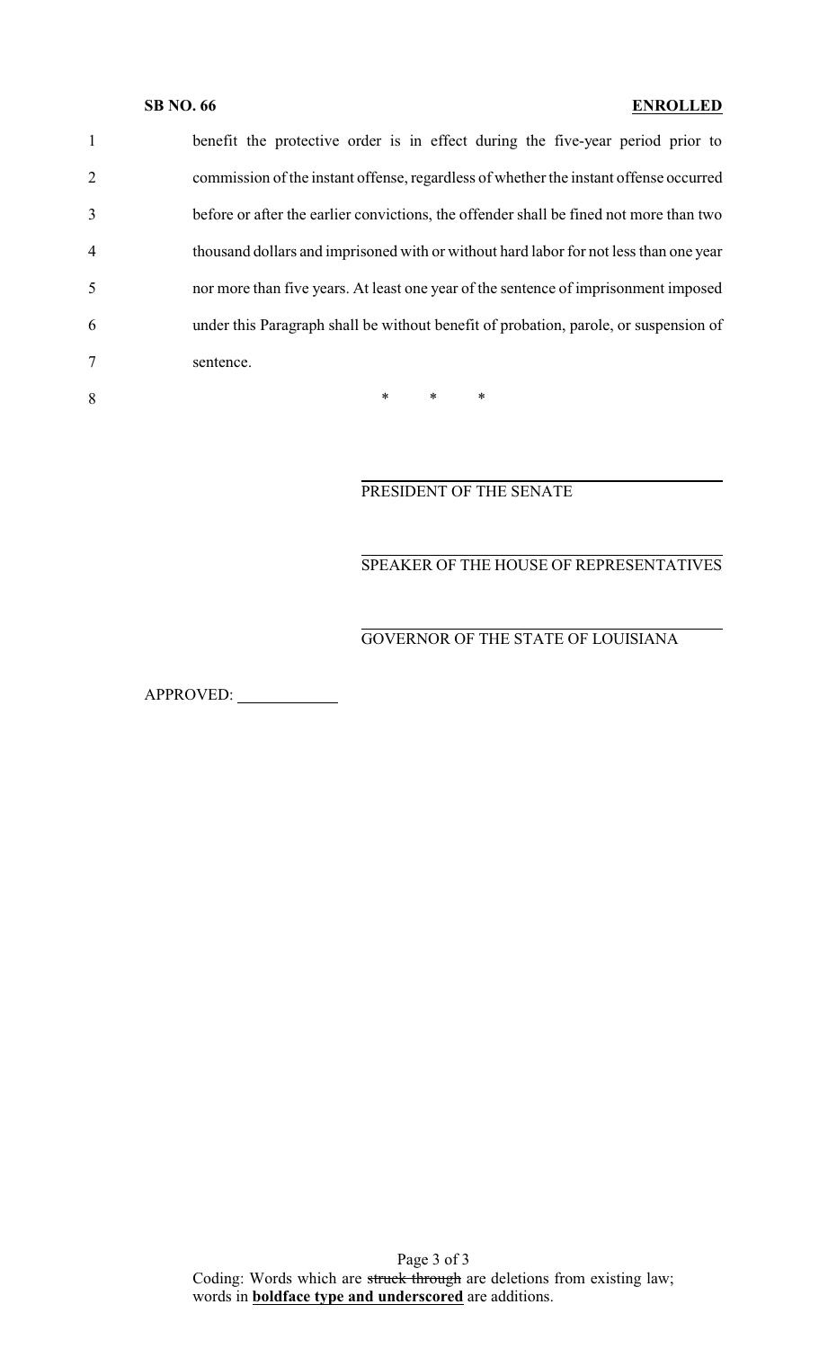benefit the protective order is in effect during the five-year period prior to commission of the instant offense, regardless of whether the instant offense occurred before or after the earlier convictions, the offender shall be fined not more than two thousand dollars and imprisoned with or without hard labor for not less than one year nor more than five years. At least one year of the sentence of imprisonment imposed under this Paragraph shall be without benefit of probation, parole, or suspension of sentence.

\* \* \*

PRESIDENT OF THE SENATE

SPEAKER OF THE HOUSE OF REPRESENTATIVES

GOVERNOR OF THE STATE OF LOUISIANA

APPROVED: \_\_\_\_\_\_\_\_\_\_\_\_

Coding: Words which are ~~struck through~~ are deletions from existing law; words in **boldface type and underscored** are additions.